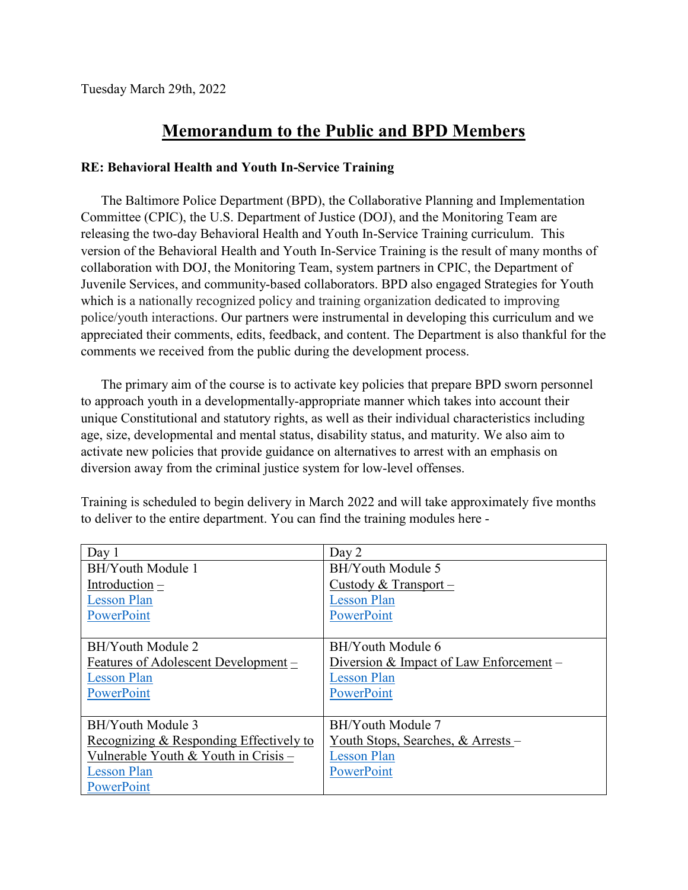Tuesday March 29th, 2022

# Memorandum to the Public and BPD Members

**RE: Behavioral Health and Youth In-Service Training**

The Baltimore Police Department (BPD), the Collaborative Planning and Implementation Committee (CPIC), the U.S. Department of Justice (DOJ), and the Monitoring Team are releasing the two-day Behavioral Health and Youth In-Service Training curriculum. This version of the Behavioral Health and Youth In-Service Training is the result of many months of collaboration with DOJ, the Monitoring Team, system partners in CPIC, the Department of Juvenile Services, and community-based collaborators. BPD also engaged Strategies for Youth which is a nationally recognized policy and training organization dedicated to improving police/youth interactions. Our partners were instrumental in developing this curriculum and we appreciated their comments, edits, feedback, and content. The Department is also thankful for the comments we received from the public during the development process.

The primary aim of the course is to activate key policies that prepare BPD sworn personnel to approach youth in a developmentally-appropriate manner which takes into account their unique Constitutional and statutory rights, as well as their individual characteristics including age, size, developmental and mental status, disability status, and maturity. We also aim to activate new policies that provide guidance on alternatives to arrest with an emphasis on diversion away from the criminal justice system for low-level offenses.

Training is scheduled to begin delivery in March 2022 and will take approximately five months to deliver to the entire department. You can find the training modules here -

| Day 1 | Day 2 |
|---|---|
| BH/Youth Module 1<br>Introduction –<br>Lesson Plan<br>PowerPoint | BH/Youth Module 5<br>Custody & Transport –<br>Lesson Plan<br>PowerPoint |
| BH/Youth Module 2<br>Features of Adolescent Development –<br>Lesson Plan<br>PowerPoint | BH/Youth Module 6<br>Diversion & Impact of Law Enforcement –<br>Lesson Plan<br>PowerPoint |
| BH/Youth Module 3<br>Recognizing & Responding Effectively to Vulnerable Youth & Youth in Crisis –<br>Lesson Plan<br>PowerPoint | BH/Youth Module 7<br>Youth Stops, Searches, & Arrests –<br>Lesson Plan<br>PowerPoint |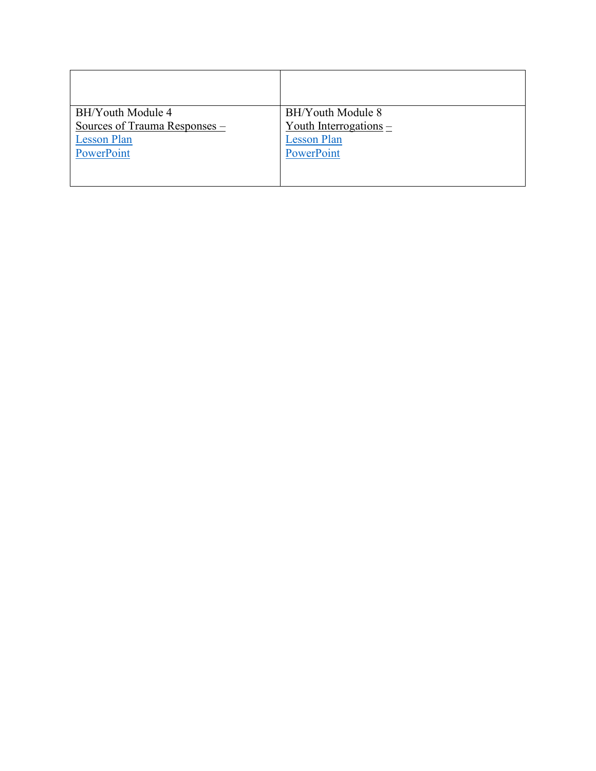| | |
|---|---|
| BH/Youth Module 4<br>Sources of Trauma Responses –<br>Lesson Plan<br>PowerPoint | BH/Youth Module 8<br>Youth Interrogations –<br>Lesson Plan<br>PowerPoint |